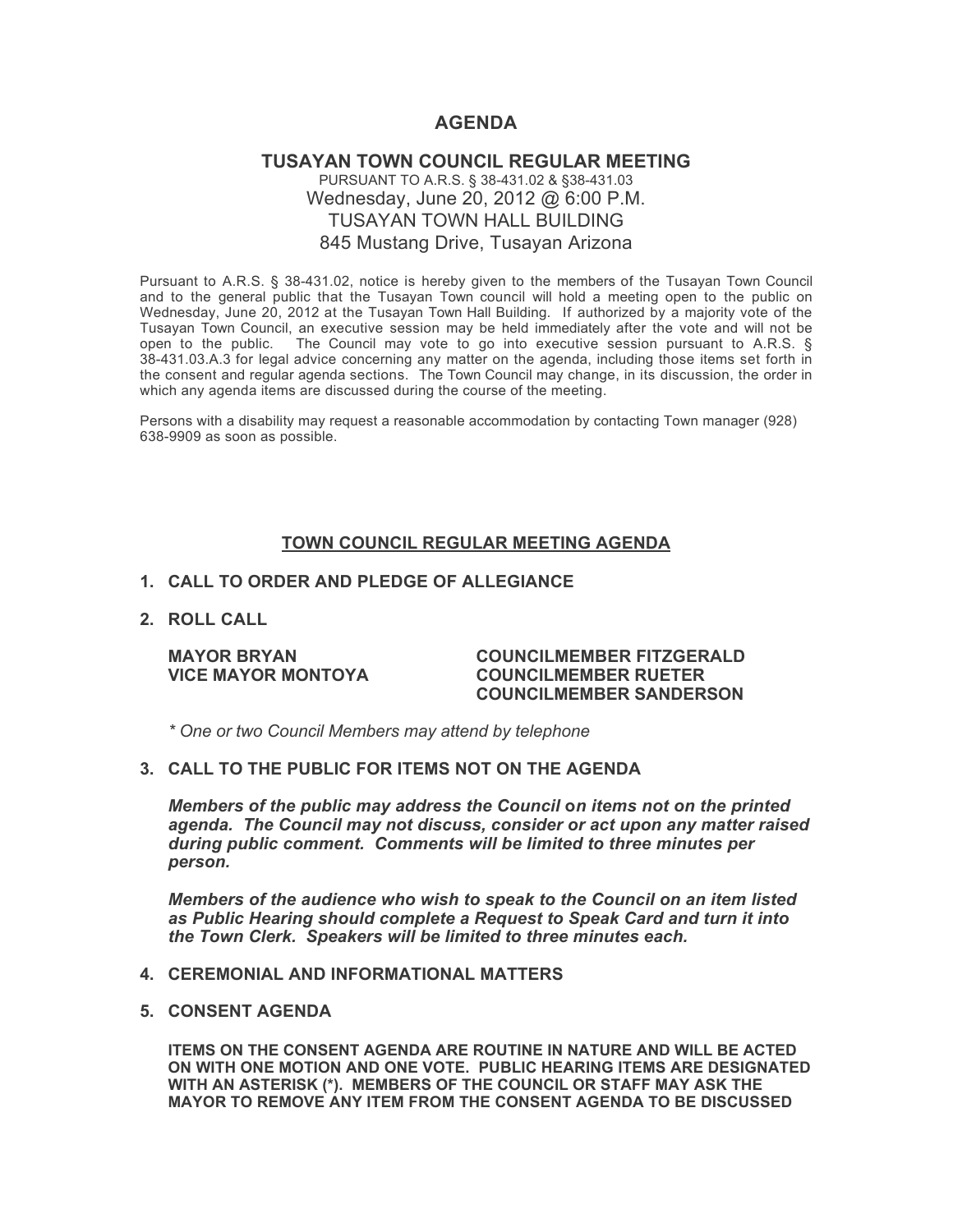# AGENDA

## TUSAYAN TOWN COUNCIL REGULAR MEETING

PURSUANT TO A.R.S. § 38-431.02 & §38-431.03

Wednesday, June 20, 2012 @ 6:00 P.M.

TUSAYAN TOWN HALL BUILDING

845 Mustang Drive, Tusayan Arizona

Pursuant to A.R.S. § 38-431.02, notice is hereby given to the members of the Tusayan Town Council and to the general public that the Tusayan Town council will hold a meeting open to the public on Wednesday, June 20, 2012 at the Tusayan Town Hall Building. If authorized by a majority vote of the Tusayan Town Council, an executive session may be held immediately after the vote and will not be open to the public. The Council may vote to go into executive session pursuant to A.R.S. § 38-431.03.A.3 for legal advice concerning any matter on the agenda, including those items set forth in the consent and regular agenda sections. The Town Council may change, in its discussion, the order in which any agenda items are discussed during the course of the meeting.

Persons with a disability may request a reasonable accommodation by contacting Town manager (928) 638-9909 as soon as possible.

## TOWN COUNCIL REGULAR MEETING AGENDA

**1. CALL TO ORDER AND PLEDGE OF ALLEGIANCE**

**2. ROLL CALL**

**MAYOR BRYAN**
**VICE MAYOR MONTOYA**
**COUNCILMEMBER FITZGERALD**
**COUNCILMEMBER RUETER**
**COUNCILMEMBER SANDERSON**

*\* One or two Council Members may attend by telephone*

**3. CALL TO THE PUBLIC FOR ITEMS NOT ON THE AGENDA**

***Members of the public may address the Council on items not on the printed agenda. The Council may not discuss, consider or act upon any matter raised during public comment. Comments will be limited to three minutes per person.***

***Members of the audience who wish to speak to the Council on an item listed as Public Hearing should complete a Request to Speak Card and turn it into the Town Clerk. Speakers will be limited to three minutes each.***

**4. CEREMONIAL AND INFORMATIONAL MATTERS**

**5. CONSENT AGENDA**

**ITEMS ON THE CONSENT AGENDA ARE ROUTINE IN NATURE AND WILL BE ACTED ON WITH ONE MOTION AND ONE VOTE. PUBLIC HEARING ITEMS ARE DESIGNATED WITH AN ASTERISK (*). MEMBERS OF THE COUNCIL OR STAFF MAY ASK THE MAYOR TO REMOVE ANY ITEM FROM THE CONSENT AGENDA TO BE DISCUSSED**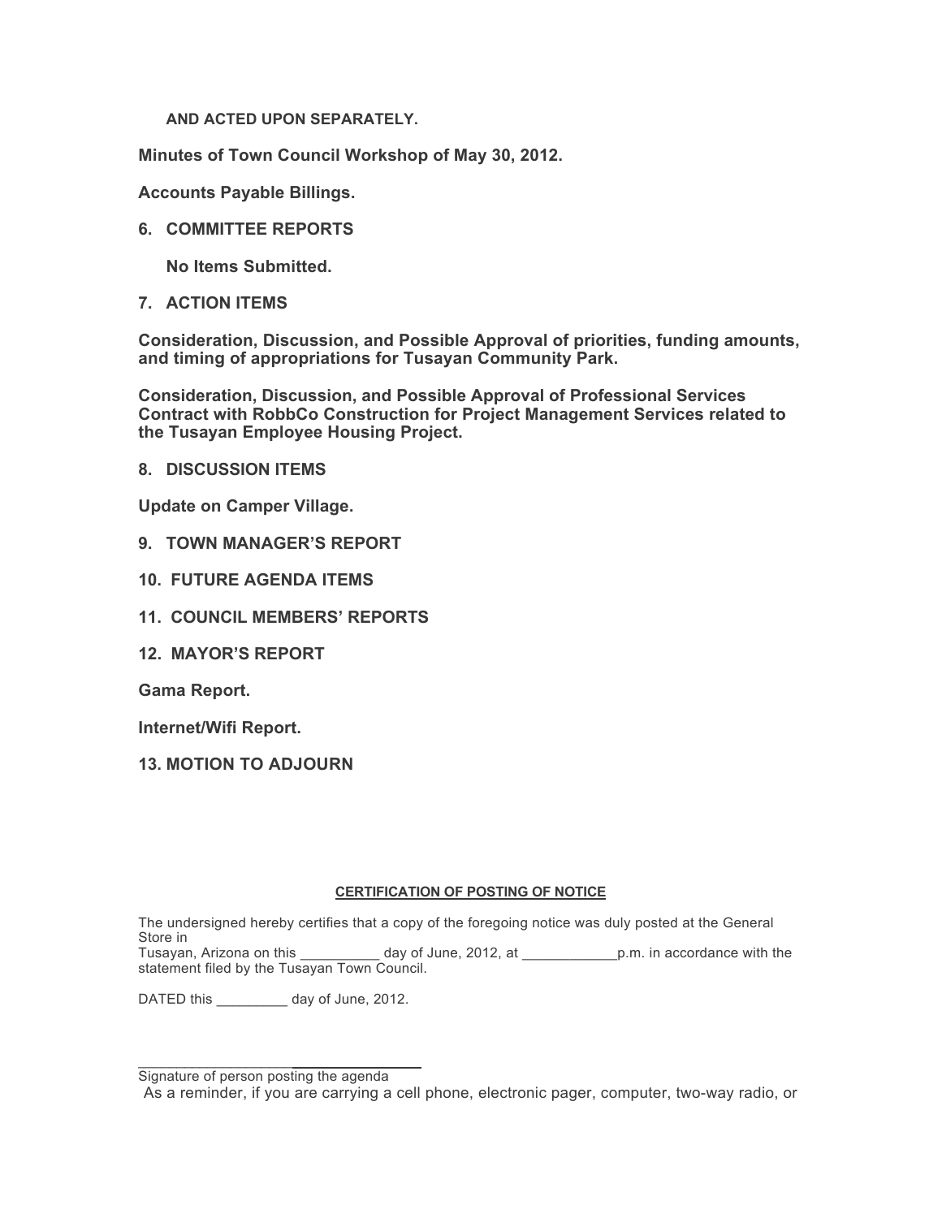**AND ACTED UPON SEPARATELY.**

**Minutes of Town Council Workshop of May 30, 2012.**

**Accounts Payable Billings.**

**6. COMMITTEE REPORTS**

**No Items Submitted.**

**7. ACTION ITEMS**

**Consideration, Discussion, and Possible Approval of priorities, funding amounts, and timing of appropriations for Tusayan Community Park.**

**Consideration, Discussion, and Possible Approval of Professional Services Contract with RobbCo Construction for Project Management Services related to the Tusayan Employee Housing Project.**

**8. DISCUSSION ITEMS**

**Update on Camper Village.**

**9. TOWN MANAGER'S REPORT**

**10. FUTURE AGENDA ITEMS**

**11. COUNCIL MEMBERS' REPORTS**

**12. MAYOR'S REPORT**

**Gama Report.**

**Internet/Wifi Report.**

**13. MOTION TO ADJOURN**

**CERTIFICATION OF POSTING OF NOTICE**

The undersigned hereby certifies that a copy of the foregoing notice was duly posted at the General Store in
Tusayan, Arizona on this __________ day of June, 2012, at ____________p.m. in accordance with the statement filed by the Tusayan Town Council.

DATED this _________ day of June, 2012.

______________________________
Signature of person posting the agenda

As a reminder, if you are carrying a cell phone, electronic pager, computer, two-way radio, or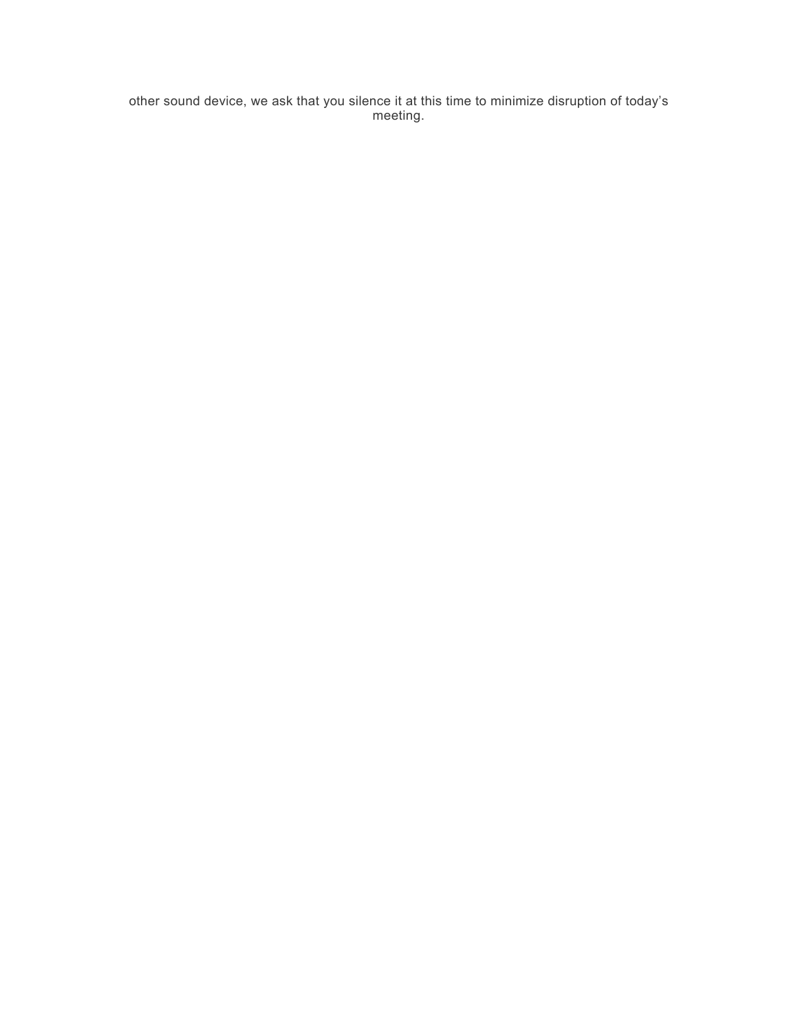other sound device, we ask that you silence it at this time to minimize disruption of today's meeting.